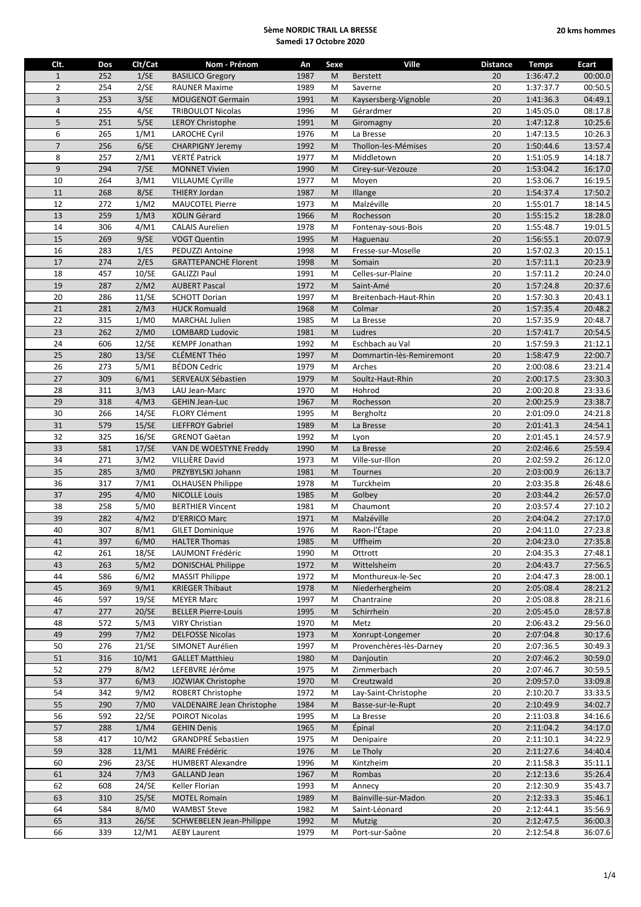**5ème NORDIC TRAIL LA BRESSE**
**Samedi 17 Octobre 2020**

**20 kms hommes**

| Clt. | Dos | Clt/Cat | Nom - Prénom | An | Sexe | Ville | Distance | Temps | Ecart |
|---|---|---|---|---|---|---|---|---|---|
| 1 | 252 | 1/SE | BASILICO Gregory | 1987 | M | Berstett | 20 | 1:36:47.2 | 00:00.0 |
| 2 | 254 | 2/SE | RAUNER Maxime | 1989 | M | Saverne | 20 | 1:37:37.7 | 00:50.5 |
| 3 | 253 | 3/SE | MOUGENOT Germain | 1991 | M | Kaysersberg-Vignoble | 20 | 1:41:36.3 | 04:49.1 |
| 4 | 255 | 4/SE | TRIBOULOT Nicolas | 1996 | M | Gérardmer | 20 | 1:45:05.0 | 08:17.8 |
| 5 | 251 | 5/SE | LEROY Christophe | 1991 | M | Giromagny | 20 | 1:47:12.8 | 10:25.6 |
| 6 | 265 | 1/M1 | LAROCHE Cyril | 1976 | M | La Bresse | 20 | 1:47:13.5 | 10:26.3 |
| 7 | 256 | 6/SE | CHARPIGNY Jeremy | 1992 | M | Thollon-les-Mémises | 20 | 1:50:44.6 | 13:57.4 |
| 8 | 257 | 2/M1 | VERTÉ Patrick | 1977 | M | Middletown | 20 | 1:51:05.9 | 14:18.7 |
| 9 | 294 | 7/SE | MONNET Vivien | 1990 | M | Cirey-sur-Vezouze | 20 | 1:53:04.2 | 16:17.0 |
| 10 | 264 | 3/M1 | VILLAUME Cyrille | 1977 | M | Moyen | 20 | 1:53:06.7 | 16:19.5 |
| 11 | 268 | 8/SE | THIERY Jordan | 1987 | M | Illange | 20 | 1:54:37.4 | 17:50.2 |
| 12 | 272 | 1/M2 | MAUCOTEL Pierre | 1973 | M | Malzéville | 20 | 1:55:01.7 | 18:14.5 |
| 13 | 259 | 1/M3 | XOLIN Gérard | 1966 | M | Rochesson | 20 | 1:55:15.2 | 18:28.0 |
| 14 | 306 | 4/M1 | CALAIS Aurelien | 1978 | M | Fontenay-sous-Bois | 20 | 1:55:48.7 | 19:01.5 |
| 15 | 269 | 9/SE | VOGT Quentin | 1995 | M | Haguenau | 20 | 1:56:55.1 | 20:07.9 |
| 16 | 283 | 1/ES | PEDUZZI Antoine | 1998 | M | Fresse-sur-Moselle | 20 | 1:57:02.3 | 20:15.1 |
| 17 | 274 | 2/ES | GRATTEPANCHE Florent | 1998 | M | Somain | 20 | 1:57:11.1 | 20:23.9 |
| 18 | 457 | 10/SE | GALIZZI Paul | 1991 | M | Celles-sur-Plaine | 20 | 1:57:11.2 | 20:24.0 |
| 19 | 287 | 2/M2 | AUBERT Pascal | 1972 | M | Saint-Amé | 20 | 1:57:24.8 | 20:37.6 |
| 20 | 286 | 11/SE | SCHOTT Dorian | 1997 | M | Breitenbach-Haut-Rhin | 20 | 1:57:30.3 | 20:43.1 |
| 21 | 281 | 2/M3 | HUCK Romuald | 1968 | M | Colmar | 20 | 1:57:35.4 | 20:48.2 |
| 22 | 315 | 1/M0 | MARCHAL Julien | 1985 | M | La Bresse | 20 | 1:57:35.9 | 20:48.7 |
| 23 | 262 | 2/M0 | LOMBARD Ludovic | 1981 | M | Ludres | 20 | 1:57:41.7 | 20:54.5 |
| 24 | 606 | 12/SE | KEMPF Jonathan | 1992 | M | Eschbach au Val | 20 | 1:57:59.3 | 21:12.1 |
| 25 | 280 | 13/SE | CLÉMENT Théo | 1997 | M | Dommartin-lès-Remiremont | 20 | 1:58:47.9 | 22:00.7 |
| 26 | 273 | 5/M1 | BÉDON Cedric | 1979 | M | Arches | 20 | 2:00:08.6 | 23:21.4 |
| 27 | 309 | 6/M1 | SERVEAUX Sébastien | 1979 | M | Soultz-Haut-Rhin | 20 | 2:00:17.5 | 23:30.3 |
| 28 | 311 | 3/M3 | LAU Jean-Marc | 1970 | M | Hohrod | 20 | 2:00:20.8 | 23:33.6 |
| 29 | 318 | 4/M3 | GEHIN Jean-Luc | 1967 | M | Rochesson | 20 | 2:00:25.9 | 23:38.7 |
| 30 | 266 | 14/SE | FLORY Clément | 1995 | M | Bergholtz | 20 | 2:01:09.0 | 24:21.8 |
| 31 | 579 | 15/SE | LIEFFROY Gabriel | 1989 | M | La Bresse | 20 | 2:01:41.3 | 24:54.1 |
| 32 | 325 | 16/SE | GRENOT Gaëtan | 1992 | M | Lyon | 20 | 2:01:45.1 | 24:57.9 |
| 33 | 581 | 17/SE | VAN DE WOESTYNE Freddy | 1990 | M | La Bresse | 20 | 2:02:46.6 | 25:59.4 |
| 34 | 271 | 3/M2 | VILLIÈRE David | 1973 | M | Ville-sur-Illon | 20 | 2:02:59.2 | 26:12.0 |
| 35 | 285 | 3/M0 | PRZYBYLSKI Johann | 1981 | M | Tournes | 20 | 2:03:00.9 | 26:13.7 |
| 36 | 317 | 7/M1 | OLHAUSEN Philippe | 1978 | M | Turckheim | 20 | 2:03:35.8 | 26:48.6 |
| 37 | 295 | 4/M0 | NICOLLE Louis | 1985 | M | Golbey | 20 | 2:03:44.2 | 26:57.0 |
| 38 | 258 | 5/M0 | BERTHIER Vincent | 1981 | M | Chaumont | 20 | 2:03:57.4 | 27:10.2 |
| 39 | 282 | 4/M2 | D'ERRICO Marc | 1971 | M | Malzéville | 20 | 2:04:04.2 | 27:17.0 |
| 40 | 307 | 8/M1 | GILET Dominique | 1976 | M | Raon-l'Étape | 20 | 2:04:11.0 | 27:23.8 |
| 41 | 397 | 6/M0 | HALTER Thomas | 1985 | M | Uffheim | 20 | 2:04:23.0 | 27:35.8 |
| 42 | 261 | 18/SE | LAUMONT Frédéric | 1990 | M | Ottrott | 20 | 2:04:35.3 | 27:48.1 |
| 43 | 263 | 5/M2 | DONISCHAL Philippe | 1972 | M | Wittelsheim | 20 | 2:04:43.7 | 27:56.5 |
| 44 | 586 | 6/M2 | MASSIT Philippe | 1972 | M | Monthureux-le-Sec | 20 | 2:04:47.3 | 28:00.1 |
| 45 | 369 | 9/M1 | KRIEGER Thibaut | 1978 | M | Niederhergheim | 20 | 2:05:08.4 | 28:21.2 |
| 46 | 597 | 19/SE | MEYER Marc | 1997 | M | Chantraine | 20 | 2:05:08.8 | 28:21.6 |
| 47 | 277 | 20/SE | BELLER Pierre-Louis | 1995 | M | Schirrhein | 20 | 2:05:45.0 | 28:57.8 |
| 48 | 572 | 5/M3 | VIRY Christian | 1970 | M | Metz | 20 | 2:06:43.2 | 29:56.0 |
| 49 | 299 | 7/M2 | DELFOSSE Nicolas | 1973 | M | Xonrupt-Longemer | 20 | 2:07:04.8 | 30:17.6 |
| 50 | 276 | 21/SE | SIMONET Aurélien | 1997 | M | Provenchères-lès-Darney | 20 | 2:07:36.5 | 30:49.3 |
| 51 | 316 | 10/M1 | GALLET Matthieu | 1980 | M | Danjoutin | 20 | 2:07:46.2 | 30:59.0 |
| 52 | 279 | 8/M2 | LEFEBVRE Jérôme | 1975 | M | Zimmerbach | 20 | 2:07:46.7 | 30:59.5 |
| 53 | 377 | 6/M3 | JOZWIAK Christophe | 1970 | M | Creutzwald | 20 | 2:09:57.0 | 33:09.8 |
| 54 | 342 | 9/M2 | ROBERT Christophe | 1972 | M | Lay-Saint-Christophe | 20 | 2:10:20.7 | 33:33.5 |
| 55 | 290 | 7/M0 | VALDENAIRE Jean Christophe | 1984 | M | Basse-sur-le-Rupt | 20 | 2:10:49.9 | 34:02.7 |
| 56 | 592 | 22/SE | POIROT Nicolas | 1995 | M | La Bresse | 20 | 2:11:03.8 | 34:16.6 |
| 57 | 288 | 1/M4 | GEHIN Denis | 1965 | M | Épinal | 20 | 2:11:04.2 | 34:17.0 |
| 58 | 417 | 10/M2 | GRANDPRÉ Sebastien | 1975 | M | Denipaire | 20 | 2:11:10.1 | 34:22.9 |
| 59 | 328 | 11/M1 | MAIRE Frédéric | 1976 | M | Le Tholy | 20 | 2:11:27.6 | 34:40.4 |
| 60 | 296 | 23/SE | HUMBERT Alexandre | 1996 | M | Kintzheim | 20 | 2:11:58.3 | 35:11.1 |
| 61 | 324 | 7/M3 | GALLAND Jean | 1967 | M | Rombas | 20 | 2:12:13.6 | 35:26.4 |
| 62 | 608 | 24/SE | Keller Florian | 1993 | M | Annecy | 20 | 2:12:30.9 | 35:43.7 |
| 63 | 310 | 25/SE | MOTEL Romain | 1989 | M | Bainville-sur-Madon | 20 | 2:12:33.3 | 35:46.1 |
| 64 | 584 | 8/M0 | WAMBST Steve | 1982 | M | Saint-Léonard | 20 | 2:12:44.1 | 35:56.9 |
| 65 | 313 | 26/SE | SCHWEBELEN Jean-Philippe | 1992 | M | Mutzig | 20 | 2:12:47.5 | 36:00.3 |
| 66 | 339 | 12/M1 | AEBY Laurent | 1979 | M | Port-sur-Saône | 20 | 2:12:54.8 | 36:07.6 |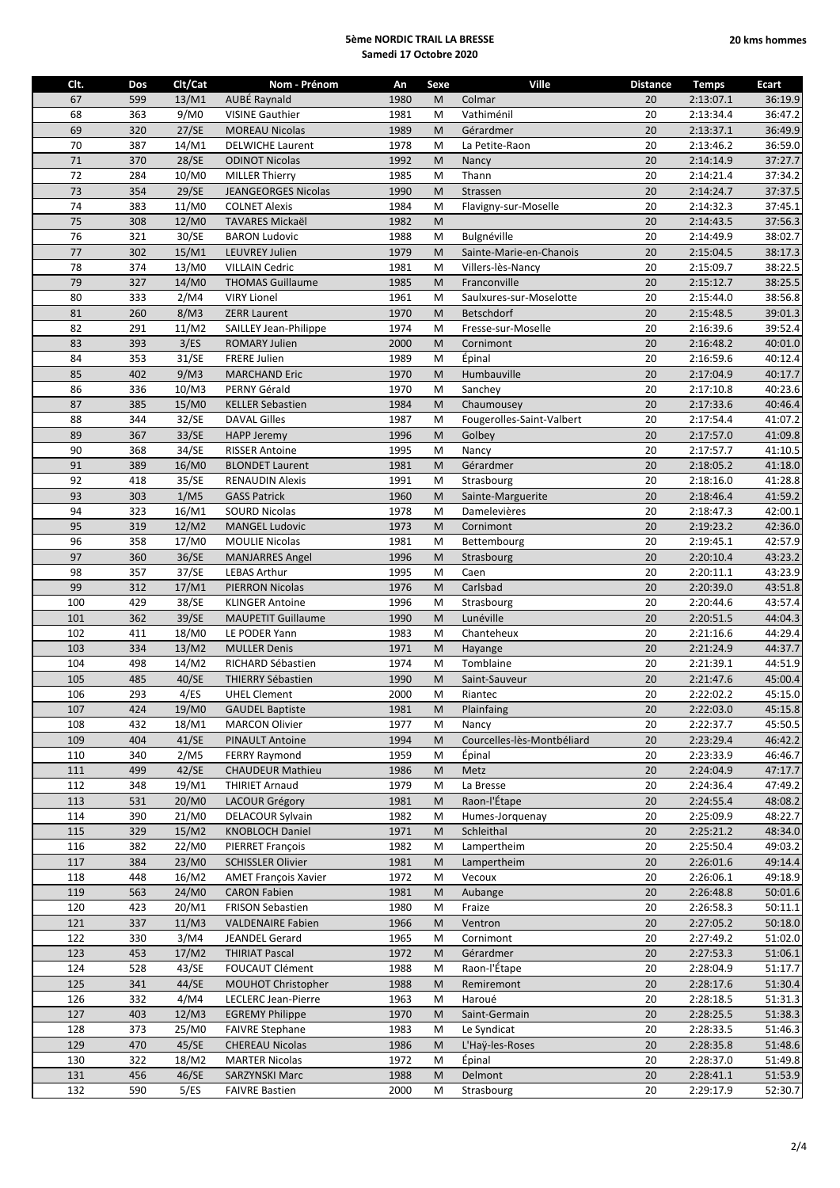**5ème NORDIC TRAIL LA BRESSE**
**Samedi 17 Octobre 2020**

**20 kms hommes**

| Clt. | Dos | Clt/Cat | Nom - Prénom | An | Sexe | Ville | Distance | Temps | Ecart |
|---|---|---|---|---|---|---|---|---|---|
| 67 | 599 | 13/M1 | AUBÉ Raynald | 1980 | M | Colmar | 20 | 2:13:07.1 | 36:19.9 |
| 68 | 363 | 9/M0 | VISINE Gauthier | 1981 | M | Vathiménil | 20 | 2:13:34.4 | 36:47.2 |
| 69 | 320 | 27/SE | MOREAU Nicolas | 1989 | M | Gérardmer | 20 | 2:13:37.1 | 36:49.9 |
| 70 | 387 | 14/M1 | DELWICHE Laurent | 1978 | M | La Petite-Raon | 20 | 2:13:46.2 | 36:59.0 |
| 71 | 370 | 28/SE | ODINOT Nicolas | 1992 | M | Nancy | 20 | 2:14:14.9 | 37:27.7 |
| 72 | 284 | 10/M0 | MILLER Thierry | 1985 | M | Thann | 20 | 2:14:21.4 | 37:34.2 |
| 73 | 354 | 29/SE | JEANGEORGES Nicolas | 1990 | M | Strassen | 20 | 2:14:24.7 | 37:37.5 |
| 74 | 383 | 11/M0 | COLNET Alexis | 1984 | M | Flavigny-sur-Moselle | 20 | 2:14:32.3 | 37:45.1 |
| 75 | 308 | 12/M0 | TAVARES Mickaël | 1982 | M | | 20 | 2:14:43.5 | 37:56.3 |
| 76 | 321 | 30/SE | BARON Ludovic | 1988 | M | Bulgnéville | 20 | 2:14:49.9 | 38:02.7 |
| 77 | 302 | 15/M1 | LEUVREY Julien | 1979 | M | Sainte-Marie-en-Chanois | 20 | 2:15:04.5 | 38:17.3 |
| 78 | 374 | 13/M0 | VILLAIN Cedric | 1981 | M | Villers-lès-Nancy | 20 | 2:15:09.7 | 38:22.5 |
| 79 | 327 | 14/M0 | THOMAS Guillaume | 1985 | M | Franconville | 20 | 2:15:12.7 | 38:25.5 |
| 80 | 333 | 2/M4 | VIRY Lionel | 1961 | M | Saulxures-sur-Moselotte | 20 | 2:15:44.0 | 38:56.8 |
| 81 | 260 | 8/M3 | ZERR Laurent | 1970 | M | Betschdorf | 20 | 2:15:48.5 | 39:01.3 |
| 82 | 291 | 11/M2 | SAILLEY Jean-Philippe | 1974 | M | Fresse-sur-Moselle | 20 | 2:16:39.6 | 39:52.4 |
| 83 | 393 | 3/ES | ROMARY Julien | 2000 | M | Cornimont | 20 | 2:16:48.2 | 40:01.0 |
| 84 | 353 | 31/SE | FRERE Julien | 1989 | M | Épinal | 20 | 2:16:59.6 | 40:12.4 |
| 85 | 402 | 9/M3 | MARCHAND Eric | 1970 | M | Humbauville | 20 | 2:17:04.9 | 40:17.7 |
| 86 | 336 | 10/M3 | PERNY Gérald | 1970 | M | Sanchey | 20 | 2:17:10.8 | 40:23.6 |
| 87 | 385 | 15/M0 | KELLER Sebastien | 1984 | M | Chaumousey | 20 | 2:17:33.6 | 40:46.4 |
| 88 | 344 | 32/SE | DAVAL Gilles | 1987 | M | Fougerolles-Saint-Valbert | 20 | 2:17:54.4 | 41:07.2 |
| 89 | 367 | 33/SE | HAPP Jeremy | 1996 | M | Golbey | 20 | 2:17:57.0 | 41:09.8 |
| 90 | 368 | 34/SE | RISSER Antoine | 1995 | M | Nancy | 20 | 2:17:57.7 | 41:10.5 |
| 91 | 389 | 16/M0 | BLONDET Laurent | 1981 | M | Gérardmer | 20 | 2:18:05.2 | 41:18.0 |
| 92 | 418 | 35/SE | RENAUDIN Alexis | 1991 | M | Strasbourg | 20 | 2:18:16.0 | 41:28.8 |
| 93 | 303 | 1/M5 | GASS Patrick | 1960 | M | Sainte-Marguerite | 20 | 2:18:46.4 | 41:59.2 |
| 94 | 323 | 16/M1 | SOURD Nicolas | 1978 | M | Damelevières | 20 | 2:18:47.3 | 42:00.1 |
| 95 | 319 | 12/M2 | MANGEL Ludovic | 1973 | M | Cornimont | 20 | 2:19:23.2 | 42:36.0 |
| 96 | 358 | 17/M0 | MOULIE Nicolas | 1981 | M | Bettembourg | 20 | 2:19:45.1 | 42:57.9 |
| 97 | 360 | 36/SE | MANJARRES Angel | 1996 | M | Strasbourg | 20 | 2:20:10.4 | 43:23.2 |
| 98 | 357 | 37/SE | LEBAS Arthur | 1995 | M | Caen | 20 | 2:20:11.1 | 43:23.9 |
| 99 | 312 | 17/M1 | PIERRON Nicolas | 1976 | M | Carlsbad | 20 | 2:20:39.0 | 43:51.8 |
| 100 | 429 | 38/SE | KLINGER Antoine | 1996 | M | Strasbourg | 20 | 2:20:44.6 | 43:57.4 |
| 101 | 362 | 39/SE | MAUPETIT Guillaume | 1990 | M | Lunéville | 20 | 2:20:51.5 | 44:04.3 |
| 102 | 411 | 18/M0 | LE PODER Yann | 1983 | M | Chanteheux | 20 | 2:21:16.6 | 44:29.4 |
| 103 | 334 | 13/M2 | MULLER Denis | 1971 | M | Hayange | 20 | 2:21:24.9 | 44:37.7 |
| 104 | 498 | 14/M2 | RICHARD Sébastien | 1974 | M | Tomblaine | 20 | 2:21:39.1 | 44:51.9 |
| 105 | 485 | 40/SE | THIERRY Sébastien | 1990 | M | Saint-Sauveur | 20 | 2:21:47.6 | 45:00.4 |
| 106 | 293 | 4/ES | UHEL Clement | 2000 | M | Riantec | 20 | 2:22:02.2 | 45:15.0 |
| 107 | 424 | 19/M0 | GAUDEL Baptiste | 1981 | M | Plainfaing | 20 | 2:22:03.0 | 45:15.8 |
| 108 | 432 | 18/M1 | MARCON Olivier | 1977 | M | Nancy | 20 | 2:22:37.7 | 45:50.5 |
| 109 | 404 | 41/SE | PINAULT Antoine | 1994 | M | Courcelles-lès-Montbéliard | 20 | 2:23:29.4 | 46:42.2 |
| 110 | 340 | 2/M5 | FERRY Raymond | 1959 | M | Épinal | 20 | 2:23:33.9 | 46:46.7 |
| 111 | 499 | 42/SE | CHAUDEUR Mathieu | 1986 | M | Metz | 20 | 2:24:04.9 | 47:17.7 |
| 112 | 348 | 19/M1 | THIRIET Arnaud | 1979 | M | La Bresse | 20 | 2:24:36.4 | 47:49.2 |
| 113 | 531 | 20/M0 | LACOUR Grégory | 1981 | M | Raon-l'Étape | 20 | 2:24:55.4 | 48:08.2 |
| 114 | 390 | 21/M0 | DELACOUR Sylvain | 1982 | M | Humes-Jorquenay | 20 | 2:25:09.9 | 48:22.7 |
| 115 | 329 | 15/M2 | KNOBLOCH Daniel | 1971 | M | Schleithal | 20 | 2:25:21.2 | 48:34.0 |
| 116 | 382 | 22/M0 | PIERRET François | 1982 | M | Lampertheim | 20 | 2:25:50.4 | 49:03.2 |
| 117 | 384 | 23/M0 | SCHISSLER Olivier | 1981 | M | Lampertheim | 20 | 2:26:01.6 | 49:14.4 |
| 118 | 448 | 16/M2 | AMET François Xavier | 1972 | M | Vecoux | 20 | 2:26:06.1 | 49:18.9 |
| 119 | 563 | 24/M0 | CARON Fabien | 1981 | M | Aubange | 20 | 2:26:48.8 | 50:01.6 |
| 120 | 423 | 20/M1 | FRISON Sebastien | 1980 | M | Fraize | 20 | 2:26:58.3 | 50:11.1 |
| 121 | 337 | 11/M3 | VALDENAIRE Fabien | 1966 | M | Ventron | 20 | 2:27:05.2 | 50:18.0 |
| 122 | 330 | 3/M4 | JEANDEL Gerard | 1965 | M | Cornimont | 20 | 2:27:49.2 | 51:02.0 |
| 123 | 453 | 17/M2 | THIRIAT Pascal | 1972 | M | Gérardmer | 20 | 2:27:53.3 | 51:06.1 |
| 124 | 528 | 43/SE | FOUCAUT Clément | 1988 | M | Raon-l'Étape | 20 | 2:28:04.9 | 51:17.7 |
| 125 | 341 | 44/SE | MOUHOT Christopher | 1988 | M | Remiremont | 20 | 2:28:17.6 | 51:30.4 |
| 126 | 332 | 4/M4 | LECLERC Jean-Pierre | 1963 | M | Haroué | 20 | 2:28:18.5 | 51:31.3 |
| 127 | 403 | 12/M3 | EGREMY Philippe | 1970 | M | Saint-Germain | 20 | 2:28:25.5 | 51:38.3 |
| 128 | 373 | 25/M0 | FAIVRE Stephane | 1983 | M | Le Syndicat | 20 | 2:28:33.5 | 51:46.3 |
| 129 | 470 | 45/SE | CHEREAU Nicolas | 1986 | M | L'Haÿ-les-Roses | 20 | 2:28:35.8 | 51:48.6 |
| 130 | 322 | 18/M2 | MARTER Nicolas | 1972 | M | Épinal | 20 | 2:28:37.0 | 51:49.8 |
| 131 | 456 | 46/SE | SARZYNSKI Marc | 1988 | M | Delmont | 20 | 2:28:41.1 | 51:53.9 |
| 132 | 590 | 5/ES | FAIVRE Bastien | 2000 | M | Strasbourg | 20 | 2:29:17.9 | 52:30.7 |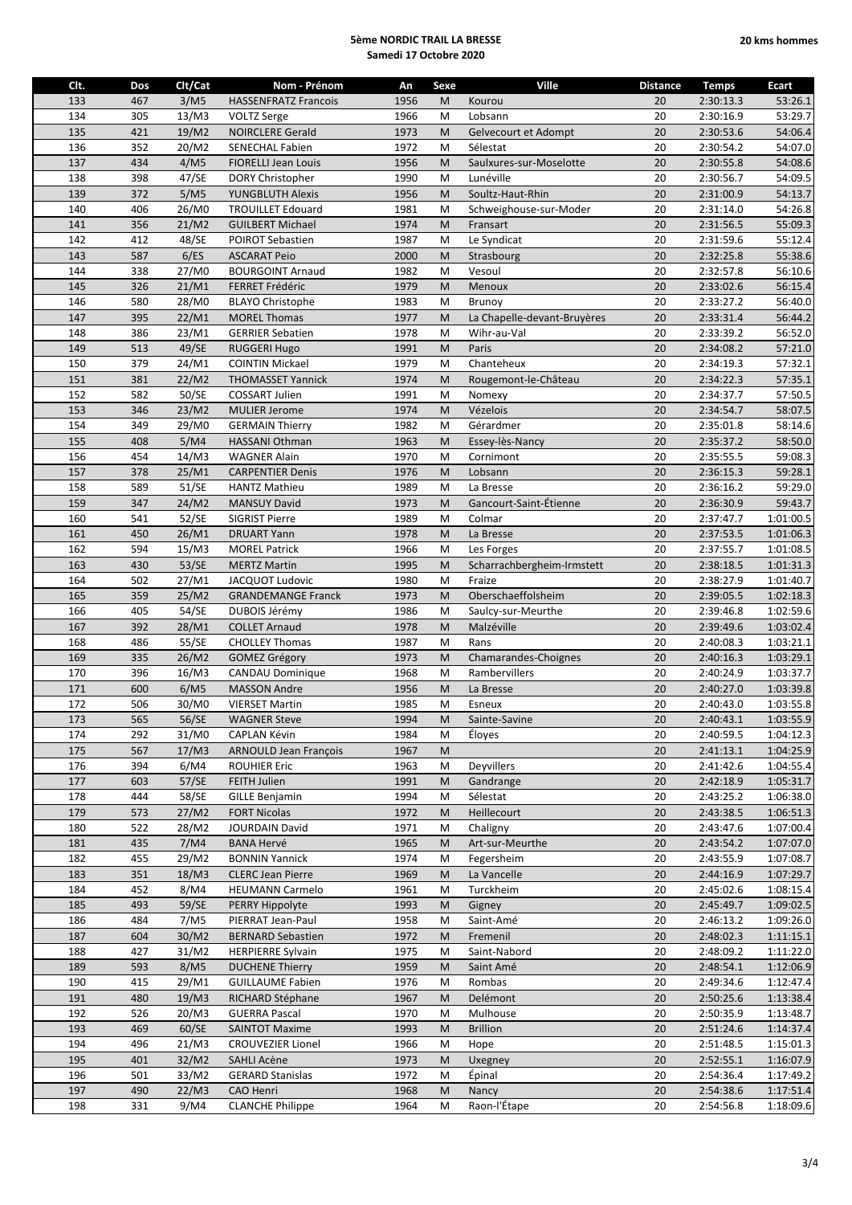**5ème NORDIC TRAIL LA BRESSE**
**Samedi 17 Octobre 2020**

**20 kms hommes**

| Clt. | Dos | Clt/Cat | Nom - Prénom | An | Sexe | Ville | Distance | Temps | Ecart |
|---|---|---|---|---|---|---|---|---|---|
| 133 | 467 | 3/M5 | HASSENFRATZ Francois | 1956 | M | Kourou | 20 | 2:30:13.3 | 53:26.1 |
| 134 | 305 | 13/M3 | VOLTZ Serge | 1966 | M | Lobsann | 20 | 2:30:16.9 | 53:29.7 |
| 135 | 421 | 19/M2 | NOIRCLERE Gerald | 1973 | M | Gelvecourt et Adompt | 20 | 2:30:53.6 | 54:06.4 |
| 136 | 352 | 20/M2 | SENECHAL Fabien | 1972 | M | Sélestat | 20 | 2:30:54.2 | 54:07.0 |
| 137 | 434 | 4/M5 | FIORELLI Jean Louis | 1956 | M | Saulxures-sur-Moselotte | 20 | 2:30:55.8 | 54:08.6 |
| 138 | 398 | 47/SE | DORY Christopher | 1990 | M | Lunéville | 20 | 2:30:56.7 | 54:09.5 |
| 139 | 372 | 5/M5 | YUNGBLUTH Alexis | 1956 | M | Soultz-Haut-Rhin | 20 | 2:31:00.9 | 54:13.7 |
| 140 | 406 | 26/M0 | TROUILLET Edouard | 1981 | M | Schweighouse-sur-Moder | 20 | 2:31:14.0 | 54:26.8 |
| 141 | 356 | 21/M2 | GUILBERT Michael | 1974 | M | Fransart | 20 | 2:31:56.5 | 55:09.3 |
| 142 | 412 | 48/SE | POIROT Sebastien | 1987 | M | Le Syndicat | 20 | 2:31:59.6 | 55:12.4 |
| 143 | 587 | 6/ES | ASCARAT Peio | 2000 | M | Strasbourg | 20 | 2:32:25.8 | 55:38.6 |
| 144 | 338 | 27/M0 | BOURGOINT Arnaud | 1982 | M | Vesoul | 20 | 2:32:57.8 | 56:10.6 |
| 145 | 326 | 21/M1 | FERRET Frédéric | 1979 | M | Menoux | 20 | 2:33:02.6 | 56:15.4 |
| 146 | 580 | 28/M0 | BLAYO Christophe | 1983 | M | Brunoy | 20 | 2:33:27.2 | 56:40.0 |
| 147 | 395 | 22/M1 | MOREL Thomas | 1977 | M | La Chapelle-devant-Bruyères | 20 | 2:33:31.4 | 56:44.2 |
| 148 | 386 | 23/M1 | GERRIER Sebatien | 1978 | M | Wihr-au-Val | 20 | 2:33:39.2 | 56:52.0 |
| 149 | 513 | 49/SE | RUGGERI Hugo | 1991 | M | Paris | 20 | 2:34:08.2 | 57:21.0 |
| 150 | 379 | 24/M1 | COINTIN Mickael | 1979 | M | Chanteheux | 20 | 2:34:19.3 | 57:32.1 |
| 151 | 381 | 22/M2 | THOMASSET Yannick | 1974 | M | Rougemont-le-Château | 20 | 2:34:22.3 | 57:35.1 |
| 152 | 582 | 50/SE | COSSART Julien | 1991 | M | Nomexy | 20 | 2:34:37.7 | 57:50.5 |
| 153 | 346 | 23/M2 | MULIER Jerome | 1974 | M | Vézelois | 20 | 2:34:54.7 | 58:07.5 |
| 154 | 349 | 29/M0 | GERMAIN Thierry | 1982 | M | Gérardmer | 20 | 2:35:01.8 | 58:14.6 |
| 155 | 408 | 5/M4 | HASSANI Othman | 1963 | M | Essey-lès-Nancy | 20 | 2:35:37.2 | 58:50.0 |
| 156 | 454 | 14/M3 | WAGNER Alain | 1970 | M | Cornimont | 20 | 2:35:55.5 | 59:08.3 |
| 157 | 378 | 25/M1 | CARPENTIER Denis | 1976 | M | Lobsann | 20 | 2:36:15.3 | 59:28.1 |
| 158 | 589 | 51/SE | HANTZ Mathieu | 1989 | M | La Bresse | 20 | 2:36:16.2 | 59:29.0 |
| 159 | 347 | 24/M2 | MANSUY David | 1973 | M | Gancourt-Saint-Étienne | 20 | 2:36:30.9 | 59:43.7 |
| 160 | 541 | 52/SE | SIGRIST Pierre | 1989 | M | Colmar | 20 | 2:37:47.7 | 1:01:00.5 |
| 161 | 450 | 26/M1 | DRUART Yann | 1978 | M | La Bresse | 20 | 2:37:53.5 | 1:01:06.3 |
| 162 | 594 | 15/M3 | MOREL Patrick | 1966 | M | Les Forges | 20 | 2:37:55.7 | 1:01:08.5 |
| 163 | 430 | 53/SE | MERTZ Martin | 1995 | M | Scharrachbergheim-Irmstett | 20 | 2:38:18.5 | 1:01:31.3 |
| 164 | 502 | 27/M1 | JACQUOT Ludovic | 1980 | M | Fraize | 20 | 2:38:27.9 | 1:01:40.7 |
| 165 | 359 | 25/M2 | GRANDEMANGE Franck | 1973 | M | Oberschaeffolsheim | 20 | 2:39:05.5 | 1:02:18.3 |
| 166 | 405 | 54/SE | DUBOIS Jérémy | 1986 | M | Saulcy-sur-Meurthe | 20 | 2:39:46.8 | 1:02:59.6 |
| 167 | 392 | 28/M1 | COLLET Arnaud | 1978 | M | Malzéville | 20 | 2:39:49.6 | 1:03:02.4 |
| 168 | 486 | 55/SE | CHOLLEY Thomas | 1987 | M | Rans | 20 | 2:40:08.3 | 1:03:21.1 |
| 169 | 335 | 26/M2 | GOMEZ Grégory | 1973 | M | Chamarandes-Choignes | 20 | 2:40:16.3 | 1:03:29.1 |
| 170 | 396 | 16/M3 | CANDAU Dominique | 1968 | M | Rambervillers | 20 | 2:40:24.9 | 1:03:37.7 |
| 171 | 600 | 6/M5 | MASSON Andre | 1956 | M | La Bresse | 20 | 2:40:27.0 | 1:03:39.8 |
| 172 | 506 | 30/M0 | VIERSET Martin | 1985 | M | Esneux | 20 | 2:40:43.0 | 1:03:55.8 |
| 173 | 565 | 56/SE | WAGNER Steve | 1994 | M | Sainte-Savine | 20 | 2:40:43.1 | 1:03:55.9 |
| 174 | 292 | 31/M0 | CAPLAN Kévin | 1984 | M | Éloyes | 20 | 2:40:59.5 | 1:04:12.3 |
| 175 | 567 | 17/M3 | ARNOULD Jean François | 1967 | M | | 20 | 2:41:13.1 | 1:04:25.9 |
| 176 | 394 | 6/M4 | ROUHIER Eric | 1963 | M | Deyvillers | 20 | 2:41:42.6 | 1:04:55.4 |
| 177 | 603 | 57/SE | FEITH Julien | 1991 | M | Gandrange | 20 | 2:42:18.9 | 1:05:31.7 |
| 178 | 444 | 58/SE | GILLE Benjamin | 1994 | M | Sélestat | 20 | 2:43:25.2 | 1:06:38.0 |
| 179 | 573 | 27/M2 | FORT Nicolas | 1972 | M | Heillecourt | 20 | 2:43:38.5 | 1:06:51.3 |
| 180 | 522 | 28/M2 | JOURDAIN David | 1971 | M | Chaligny | 20 | 2:43:47.6 | 1:07:00.4 |
| 181 | 435 | 7/M4 | BANA Hervé | 1965 | M | Art-sur-Meurthe | 20 | 2:43:54.2 | 1:07:07.0 |
| 182 | 455 | 29/M2 | BONNIN Yannick | 1974 | M | Fegersheim | 20 | 2:43:55.9 | 1:07:08.7 |
| 183 | 351 | 18/M3 | CLERC Jean Pierre | 1969 | M | La Vancelle | 20 | 2:44:16.9 | 1:07:29.7 |
| 184 | 452 | 8/M4 | HEUMANN Carmelo | 1961 | M | Turckheim | 20 | 2:45:02.6 | 1:08:15.4 |
| 185 | 493 | 59/SE | PERRY Hippolyte | 1993 | M | Gigney | 20 | 2:45:49.7 | 1:09:02.5 |
| 186 | 484 | 7/M5 | PIERRAT Jean-Paul | 1958 | M | Saint-Amé | 20 | 2:46:13.2 | 1:09:26.0 |
| 187 | 604 | 30/M2 | BERNARD Sebastien | 1972 | M | Fremenil | 20 | 2:48:02.3 | 1:11:15.1 |
| 188 | 427 | 31/M2 | HERPIERRE Sylvain | 1975 | M | Saint-Nabord | 20 | 2:48:09.2 | 1:11:22.0 |
| 189 | 593 | 8/M5 | DUCHENE Thierry | 1959 | M | Saint Amé | 20 | 2:48:54.1 | 1:12:06.9 |
| 190 | 415 | 29/M1 | GUILLAUME Fabien | 1976 | M | Rombas | 20 | 2:49:34.6 | 1:12:47.4 |
| 191 | 480 | 19/M3 | RICHARD Stéphane | 1967 | M | Delémont | 20 | 2:50:25.6 | 1:13:38.4 |
| 192 | 526 | 20/M3 | GUERRA Pascal | 1970 | M | Mulhouse | 20 | 2:50:35.9 | 1:13:48.7 |
| 193 | 469 | 60/SE | SAINTOT Maxime | 1993 | M | Brillion | 20 | 2:51:24.6 | 1:14:37.4 |
| 194 | 496 | 21/M3 | CROUVEZIER Lionel | 1966 | M | Hope | 20 | 2:51:48.5 | 1:15:01.3 |
| 195 | 401 | 32/M2 | SAHLI Acène | 1973 | M | Uxegney | 20 | 2:52:55.1 | 1:16:07.9 |
| 196 | 501 | 33/M2 | GERARD Stanislas | 1972 | M | Épinal | 20 | 2:54:36.4 | 1:17:49.2 |
| 197 | 490 | 22/M3 | CAO Henri | 1968 | M | Nancy | 20 | 2:54:38.6 | 1:17:51.4 |
| 198 | 331 | 9/M4 | CLANCHE Philippe | 1964 | M | Raon-l'Étape | 20 | 2:54:56.8 | 1:18:09.6 |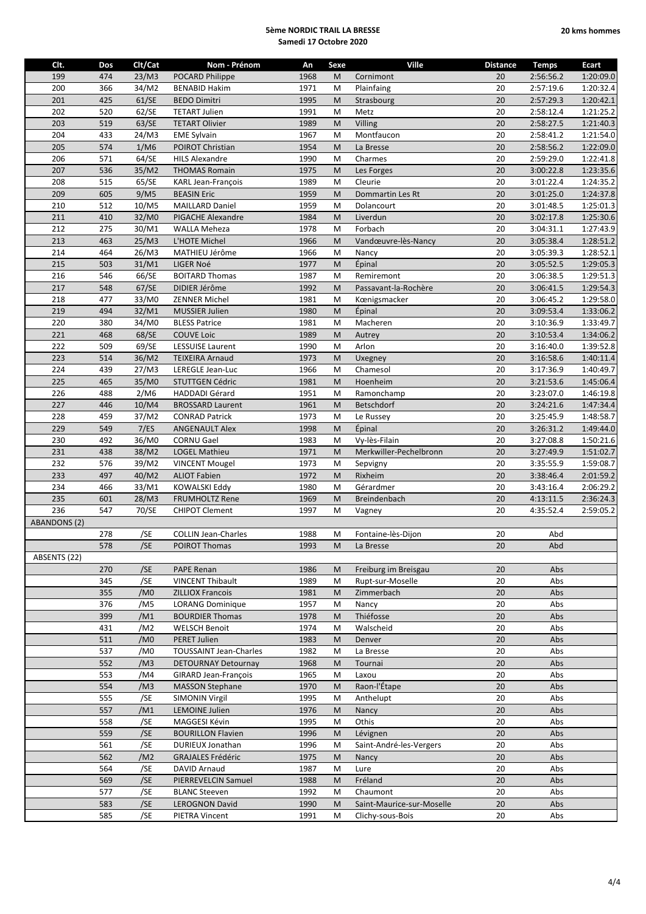**5ème NORDIC TRAIL LA BRESSE**
**Samedi 17 Octobre 2020**

**20 kms hommes**

| Clt. | Dos | Clt/Cat | Nom - Prénom | An | Sexe | Ville | Distance | Temps | Ecart |
|---|---|---|---|---|---|---|---|---|---|
| 199 | 474 | 23/M3 | POCARD Philippe | 1968 | M | Cornimont | 20 | 2:56:56.2 | 1:20:09.0 |
| 200 | 366 | 34/M2 | BENABID Hakim | 1971 | M | Plainfaing | 20 | 2:57:19.6 | 1:20:32.4 |
| 201 | 425 | 61/SE | BEDO Dimitri | 1995 | M | Strasbourg | 20 | 2:57:29.3 | 1:20:42.1 |
| 202 | 520 | 62/SE | TETART Julien | 1991 | M | Metz | 20 | 2:58:12.4 | 1:21:25.2 |
| 203 | 519 | 63/SE | TETART Olivier | 1989 | M | Villing | 20 | 2:58:27.5 | 1:21:40.3 |
| 204 | 433 | 24/M3 | EME Sylvain | 1967 | M | Montfaucon | 20 | 2:58:41.2 | 1:21:54.0 |
| 205 | 574 | 1/M6 | POIROT Christian | 1954 | M | La Bresse | 20 | 2:58:56.2 | 1:22:09.0 |
| 206 | 571 | 64/SE | HILS Alexandre | 1990 | M | Charmes | 20 | 2:59:29.0 | 1:22:41.8 |
| 207 | 536 | 35/M2 | THOMAS Romain | 1975 | M | Les Forges | 20 | 3:00:22.8 | 1:23:35.6 |
| 208 | 515 | 65/SE | KARL Jean-François | 1989 | M | Cleurie | 20 | 3:01:22.4 | 1:24:35.2 |
| 209 | 605 | 9/M5 | BEASIN Eric | 1959 | M | Dommartin Les Rt | 20 | 3:01:25.0 | 1:24:37.8 |
| 210 | 512 | 10/M5 | MAILLARD Daniel | 1959 | M | Dolancourt | 20 | 3:01:48.5 | 1:25:01.3 |
| 211 | 410 | 32/M0 | PIGACHE Alexandre | 1984 | M | Liverdun | 20 | 3:02:17.8 | 1:25:30.6 |
| 212 | 275 | 30/M1 | WALLA Meheza | 1978 | M | Forbach | 20 | 3:04:31.1 | 1:27:43.9 |
| 213 | 463 | 25/M3 | L'HOTE Michel | 1966 | M | Vandœuvre-lès-Nancy | 20 | 3:05:38.4 | 1:28:51.2 |
| 214 | 464 | 26/M3 | MATHIEU Jérôme | 1966 | M | Nancy | 20 | 3:05:39.3 | 1:28:52.1 |
| 215 | 503 | 31/M1 | LIGER Noé | 1977 | M | Épinal | 20 | 3:05:52.5 | 1:29:05.3 |
| 216 | 546 | 66/SE | BOITARD Thomas | 1987 | M | Remiremont | 20 | 3:06:38.5 | 1:29:51.3 |
| 217 | 548 | 67/SE | DIDIER Jérôme | 1992 | M | Passavant-la-Rochère | 20 | 3:06:41.5 | 1:29:54.3 |
| 218 | 477 | 33/M0 | ZENNER Michel | 1981 | M | Kœnigsmacker | 20 | 3:06:45.2 | 1:29:58.0 |
| 219 | 494 | 32/M1 | MUSSIER Julien | 1980 | M | Épinal | 20 | 3:09:53.4 | 1:33:06.2 |
| 220 | 380 | 34/M0 | BLESS Patrice | 1981 | M | Macheren | 20 | 3:10:36.9 | 1:33:49.7 |
| 221 | 468 | 68/SE | COUVE Loic | 1989 | M | Autrey | 20 | 3:10:53.4 | 1:34:06.2 |
| 222 | 509 | 69/SE | LESSUISE Laurent | 1990 | M | Arlon | 20 | 3:16:40.0 | 1:39:52.8 |
| 223 | 514 | 36/M2 | TEIXEIRA Arnaud | 1973 | M | Uxegney | 20 | 3:16:58.6 | 1:40:11.4 |
| 224 | 439 | 27/M3 | LEREGLE Jean-Luc | 1966 | M | Chamesol | 20 | 3:17:36.9 | 1:40:49.7 |
| 225 | 465 | 35/M0 | STUTTGEN Cédric | 1981 | M | Hoenheim | 20 | 3:21:53.6 | 1:45:06.4 |
| 226 | 488 | 2/M6 | HADDADI Gérard | 1951 | M | Ramonchamp | 20 | 3:23:07.0 | 1:46:19.8 |
| 227 | 446 | 10/M4 | BROSSARD Laurent | 1961 | M | Betschdorf | 20 | 3:24:21.6 | 1:47:34.4 |
| 228 | 459 | 37/M2 | CONRAD Patrick | 1973 | M | Le Russey | 20 | 3:25:45.9 | 1:48:58.7 |
| 229 | 549 | 7/ES | ANGENAULT Alex | 1998 | M | Épinal | 20 | 3:26:31.2 | 1:49:44.0 |
| 230 | 492 | 36/M0 | CORNU Gael | 1983 | M | Vy-lès-Filain | 20 | 3:27:08.8 | 1:50:21.6 |
| 231 | 438 | 38/M2 | LOGEL Mathieu | 1971 | M | Merkwiller-Pechelbronn | 20 | 3:27:49.9 | 1:51:02.7 |
| 232 | 576 | 39/M2 | VINCENT Mougel | 1973 | M | Sepvigny | 20 | 3:35:55.9 | 1:59:08.7 |
| 233 | 497 | 40/M2 | ALIOT Fabien | 1972 | M | Rixheim | 20 | 3:38:46.4 | 2:01:59.2 |
| 234 | 466 | 33/M1 | KOWALSKI Eddy | 1980 | M | Gérardmer | 20 | 3:43:16.4 | 2:06:29.2 |
| 235 | 601 | 28/M3 | FRUMHOLTZ Rene | 1969 | M | Breindenbach | 20 | 4:13:11.5 | 2:36:24.3 |
| 236 | 547 | 70/SE | CHIPOT Clement | 1997 | M | Vagney | 20 | 4:35:52.4 | 2:59:05.2 |
| ABANDONS (2) | | | | | | | | | |
| | 278 | /SE | COLLIN Jean-Charles | 1988 | M | Fontaine-lès-Dijon | 20 | Abd | |
| | 578 | /SE | POIROT Thomas | 1993 | M | La Bresse | 20 | Abd | |
| ABSENTS (22) | | | | | | | | | |
| | 270 | /SE | PAPE Renan | 1986 | M | Freiburg im Breisgau | 20 | Abs | |
| | 345 | /SE | VINCENT Thibault | 1989 | M | Rupt-sur-Moselle | 20 | Abs | |
| | 355 | /M0 | ZILLIOX Francois | 1981 | M | Zimmerbach | 20 | Abs | |
| | 376 | /M5 | LORANG Dominique | 1957 | M | Nancy | 20 | Abs | |
| | 399 | /M1 | BOURDIER Thomas | 1978 | M | Thiéfosse | 20 | Abs | |
| | 431 | /M2 | WELSCH Benoit | 1974 | M | Walscheid | 20 | Abs | |
| | 511 | /M0 | PERET Julien | 1983 | M | Denver | 20 | Abs | |
| | 537 | /M0 | TOUSSAINT Jean-Charles | 1982 | M | La Bresse | 20 | Abs | |
| | 552 | /M3 | DETOURNAY Detournay | 1968 | M | Tournai | 20 | Abs | |
| | 553 | /M4 | GIRARD Jean-François | 1965 | M | Laxou | 20 | Abs | |
| | 554 | /M3 | MASSON Stephane | 1970 | M | Raon-l'Étape | 20 | Abs | |
| | 555 | /SE | SIMONIN Virgil | 1995 | M | Anthelupt | 20 | Abs | |
| | 557 | /M1 | LEMOINE Julien | 1976 | M | Nancy | 20 | Abs | |
| | 558 | /SE | MAGGESI Kévin | 1995 | M | Othis | 20 | Abs | |
| | 559 | /SE | BOURILLON Flavien | 1996 | M | Lévignen | 20 | Abs | |
| | 561 | /SE | DURIEUX Jonathan | 1996 | M | Saint-André-les-Vergers | 20 | Abs | |
| | 562 | /M2 | GRAJALES Frédéric | 1975 | M | Nancy | 20 | Abs | |
| | 564 | /SE | DAVID Arnaud | 1987 | M | Lure | 20 | Abs | |
| | 569 | /SE | PIERREVELCIN Samuel | 1988 | M | Fréland | 20 | Abs | |
| | 577 | /SE | BLANC Steeven | 1992 | M | Chaumont | 20 | Abs | |
| | 583 | /SE | LEROGNON David | 1990 | M | Saint-Maurice-sur-Moselle | 20 | Abs | |
| | 585 | /SE | PIETRA Vincent | 1991 | M | Clichy-sous-Bois | 20 | Abs | |